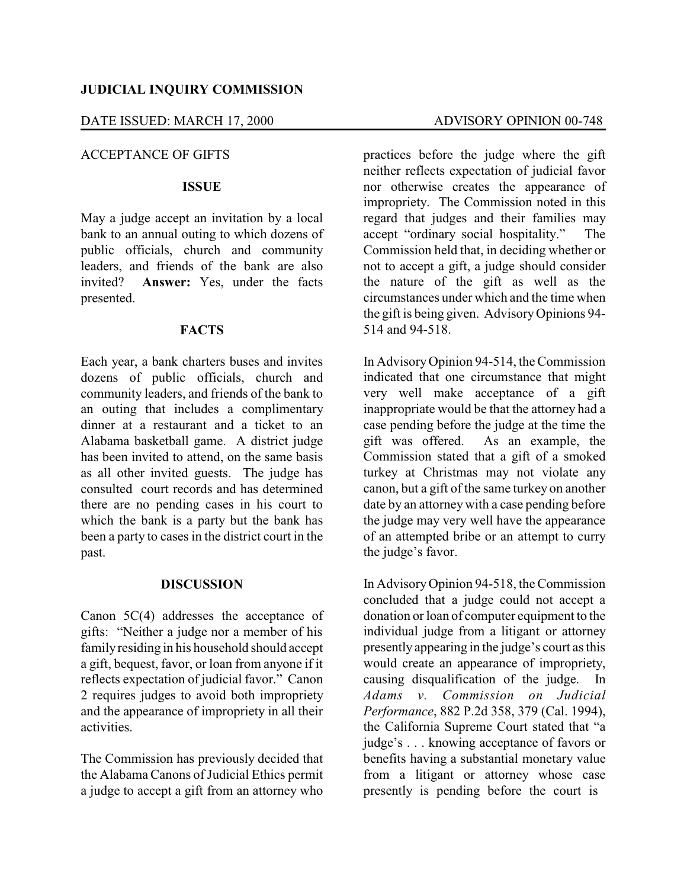**JUDICIAL INQUIRY COMMISSION**

DATE ISSUED: MARCH 17, 2000 ADVISORY OPINION 00-748

ACCEPTANCE OF GIFTS

## ISSUE

May a judge accept an invitation by a local bank to an annual outing to which dozens of public officials, church and community leaders, and friends of the bank are also invited? **Answer:** Yes, under the facts presented.

## FACTS

Each year, a bank charters buses and invites dozens of public officials, church and community leaders, and friends of the bank to an outing that includes a complimentary dinner at a restaurant and a ticket to an Alabama basketball game. A district judge has been invited to attend, on the same basis as all other invited guests. The judge has consulted court records and has determined there are no pending cases in his court to which the bank is a party but the bank has been a party to cases in the district court in the past.

## DISCUSSION

Canon 5C(4) addresses the acceptance of gifts: "Neither a judge nor a member of his family residing in his household should accept a gift, bequest, favor, or loan from anyone if it reflects expectation of judicial favor." Canon 2 requires judges to avoid both impropriety and the appearance of impropriety in all their activities.

The Commission has previously decided that the Alabama Canons of Judicial Ethics permit a judge to accept a gift from an attorney who practices before the judge where the gift neither reflects expectation of judicial favor nor otherwise creates the appearance of impropriety. The Commission noted in this regard that judges and their families may accept "ordinary social hospitality." The Commission held that, in deciding whether or not to accept a gift, a judge should consider the nature of the gift as well as the circumstances under which and the time when the gift is being given. Advisory Opinions 94-514 and 94-518.

In Advisory Opinion 94-514, the Commission indicated that one circumstance that might very well make acceptance of a gift inappropriate would be that the attorney had a case pending before the judge at the time the gift was offered. As an example, the Commission stated that a gift of a smoked turkey at Christmas may not violate any canon, but a gift of the same turkey on another date by an attorney with a case pending before the judge may very well have the appearance of an attempted bribe or an attempt to curry the judge's favor.

In Advisory Opinion 94-518, the Commission concluded that a judge could not accept a donation or loan of computer equipment to the individual judge from a litigant or attorney presently appearing in the judge's court as this would create an appearance of impropriety, causing disqualification of the judge. In *Adams v. Commission on Judicial Performance*, 882 P.2d 358, 379 (Cal. 1994), the California Supreme Court stated that "a judge's . . . knowing acceptance of favors or benefits having a substantial monetary value from a litigant or attorney whose case presently is pending before the court is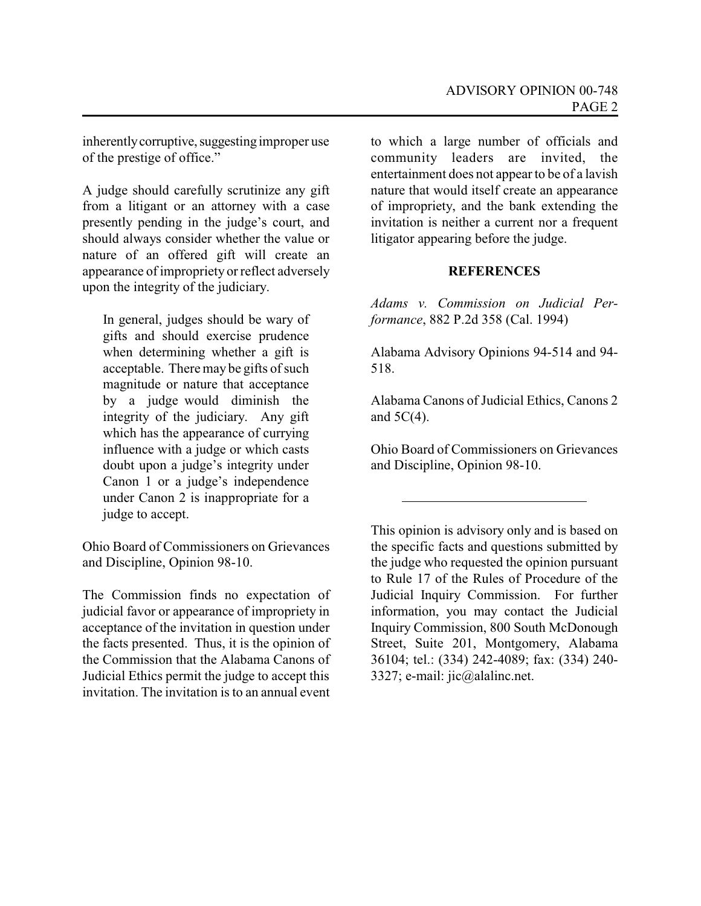inherently corruptive, suggesting improper use of the prestige of office."

A judge should carefully scrutinize any gift from a litigant or an attorney with a case presently pending in the judge's court, and should always consider whether the value or nature of an offered gift will create an appearance of impropriety or reflect adversely upon the integrity of the judiciary.

> In general, judges should be wary of gifts and should exercise prudence when determining whether a gift is acceptable. There may be gifts of such magnitude or nature that acceptance by a judge would diminish the integrity of the judiciary. Any gift which has the appearance of currying influence with a judge or which casts doubt upon a judge's integrity under Canon 1 or a judge's independence under Canon 2 is inappropriate for a judge to accept.

Ohio Board of Commissioners on Grievances and Discipline, Opinion 98-10.

The Commission finds no expectation of judicial favor or appearance of impropriety in acceptance of the invitation in question under the facts presented. Thus, it is the opinion of the Commission that the Alabama Canons of Judicial Ethics permit the judge to accept this invitation. The invitation is to an annual event to which a large number of officials and community leaders are invited, the entertainment does not appear to be of a lavish nature that would itself create an appearance of impropriety, and the bank extending the invitation is neither a current nor a frequent litigator appearing before the judge.

## REFERENCES

*Adams v. Commission on Judicial Performance*, 882 P.2d 358 (Cal. 1994)

Alabama Advisory Opinions 94-514 and 94-518.

Alabama Canons of Judicial Ethics, Canons 2 and 5C(4).

Ohio Board of Commissioners on Grievances and Discipline, Opinion 98-10.

---

This opinion is advisory only and is based on the specific facts and questions submitted by the judge who requested the opinion pursuant to Rule 17 of the Rules of Procedure of the Judicial Inquiry Commission. For further information, you may contact the Judicial Inquiry Commission, 800 South McDonough Street, Suite 201, Montgomery, Alabama 36104; tel.: (334) 242-4089; fax: (334) 240-3327; e-mail: jic@alalinc.net.